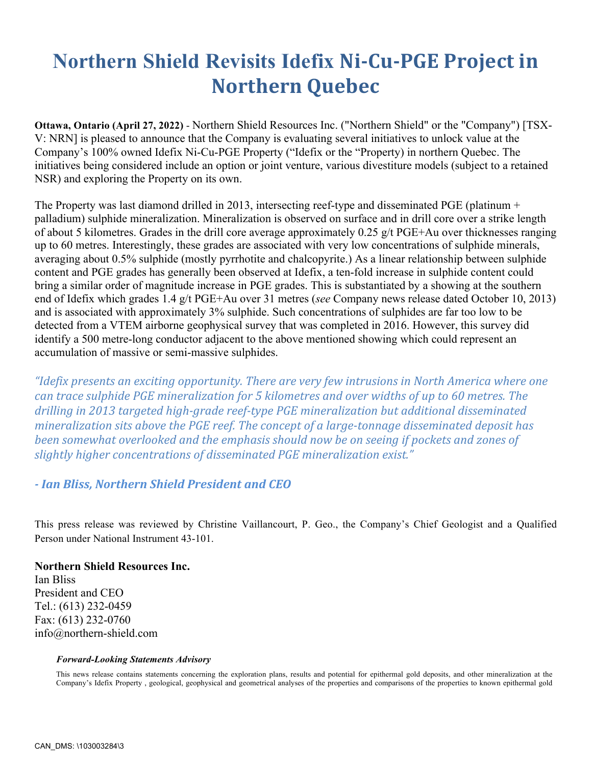# Northern Shield Revisits Idefix Ni-Cu-PGE Project in Northern Quebec

**Ottawa, Ontario (April 27, 2022)** - Northern Shield Resources Inc. ("Northern Shield" or the "Company") [TSX-V: NRN] is pleased to announce that the Company is evaluating several initiatives to unlock value at the Company's 100% owned Idefix Ni-Cu-PGE Property ("Idefix or the "Property) in northern Quebec. The initiatives being considered include an option or joint venture, various divestiture models (subject to a retained NSR) and exploring the Property on its own.

The Property was last diamond drilled in 2013, intersecting reef-type and disseminated PGE (platinum + palladium) sulphide mineralization. Mineralization is observed on surface and in drill core over a strike length of about 5 kilometres. Grades in the drill core average approximately 0.25 g/t PGE+Au over thicknesses ranging up to 60 metres. Interestingly, these grades are associated with very low concentrations of sulphide minerals, averaging about 0.5% sulphide (mostly pyrrhotite and chalcopyrite.) As a linear relationship between sulphide content and PGE grades has generally been observed at Idefix, a ten-fold increase in sulphide content could bring a similar order of magnitude increase in PGE grades. This is substantiated by a showing at the southern end of Idefix which grades 1.4 g/t PGE+Au over 31 metres (*see* Company news release dated October 10, 2013) and is associated with approximately 3% sulphide. Such concentrations of sulphides are far too low to be detected from a VTEM airborne geophysical survey that was completed in 2016. However, this survey did identify a 500 metre-long conductor adjacent to the above mentioned showing which could represent an accumulation of massive or semi-massive sulphides.

*"Idefix presents an exciting opportunity. There are very few intrusions in North America where one can trace sulphide PGE mineralization for 5 kilometres and over widths of up to 60 metres. The drilling in 2013 targeted high-grade reef-type PGE mineralization but additional disseminated mineralization sits above the PGE reef. The concept of a large-tonnage disseminated deposit has been somewhat overlooked and the emphasis should now be on seeing if pockets and zones of slightly higher concentrations of disseminated PGE mineralization exist."*

***- Ian Bliss, Northern Shield President and CEO***

This press release was reviewed by Christine Vaillancourt, P. Geo., the Company's Chief Geologist and a Qualified Person under National Instrument 43-101.

**Northern Shield Resources Inc.**
Ian Bliss
President and CEO
Tel.: (613) 232-0459
Fax: (613) 232-0760
info@northern-shield.com

***Forward-Looking Statements Advisory***

This news release contains statements concerning the exploration plans, results and potential for epithermal gold deposits, and other mineralization at the Company's Idefix Property , geological, geophysical and geometrical analyses of the properties and comparisons of the properties to known epithermal gold

CAN_DMS: \103003284\3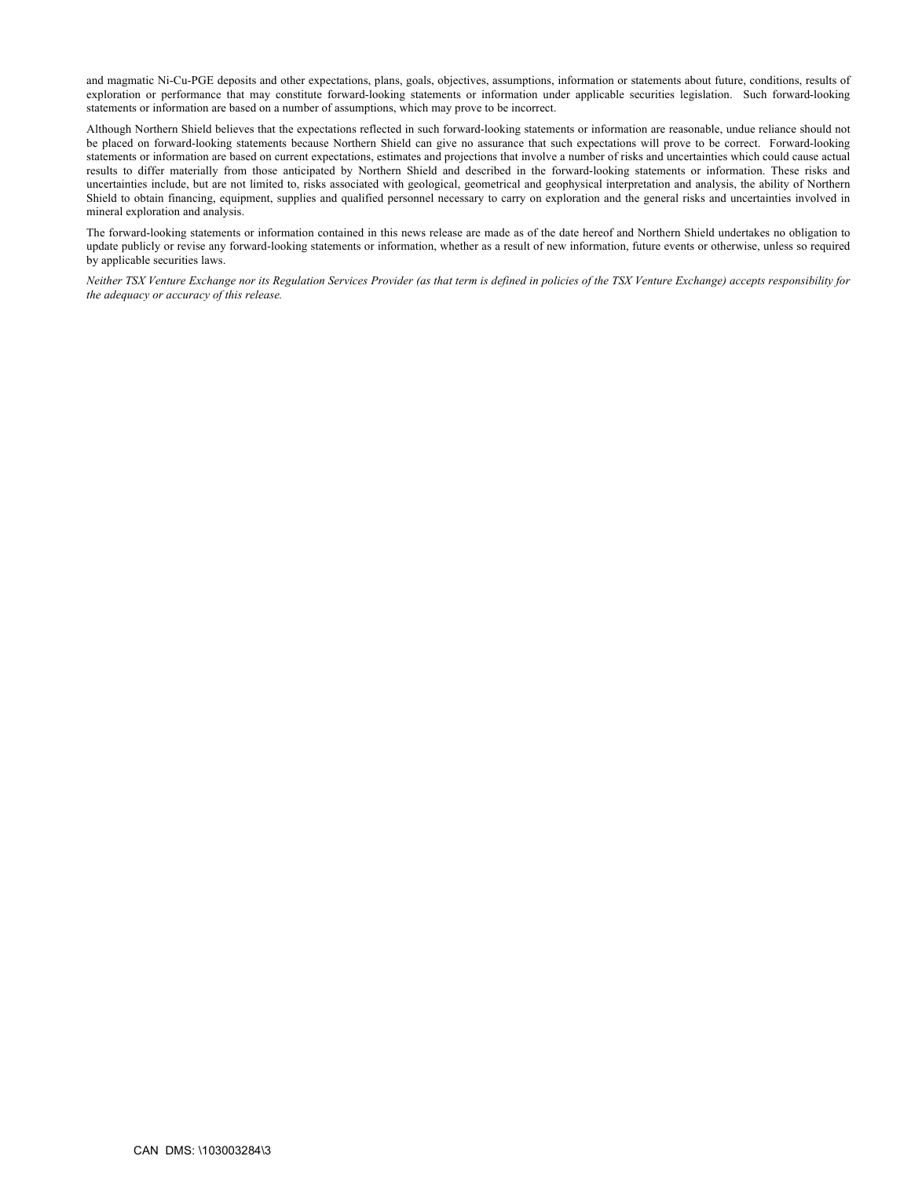and magmatic Ni-Cu-PGE deposits and other expectations, plans, goals, objectives, assumptions, information or statements about future, conditions, results of exploration or performance that may constitute forward-looking statements or information under applicable securities legislation. Such forward-looking statements or information are based on a number of assumptions, which may prove to be incorrect.

Although Northern Shield believes that the expectations reflected in such forward-looking statements or information are reasonable, undue reliance should not be placed on forward-looking statements because Northern Shield can give no assurance that such expectations will prove to be correct. Forward-looking statements or information are based on current expectations, estimates and projections that involve a number of risks and uncertainties which could cause actual results to differ materially from those anticipated by Northern Shield and described in the forward-looking statements or information. These risks and uncertainties include, but are not limited to, risks associated with geological, geometrical and geophysical interpretation and analysis, the ability of Northern Shield to obtain financing, equipment, supplies and qualified personnel necessary to carry on exploration and the general risks and uncertainties involved in mineral exploration and analysis.

The forward-looking statements or information contained in this news release are made as of the date hereof and Northern Shield undertakes no obligation to update publicly or revise any forward-looking statements or information, whether as a result of new information, future events or otherwise, unless so required by applicable securities laws.

*Neither TSX Venture Exchange nor its Regulation Services Provider (as that term is defined in policies of the TSX Venture Exchange) accepts responsibility for the adequacy or accuracy of this release.*

CAN DMS: \103003284\3